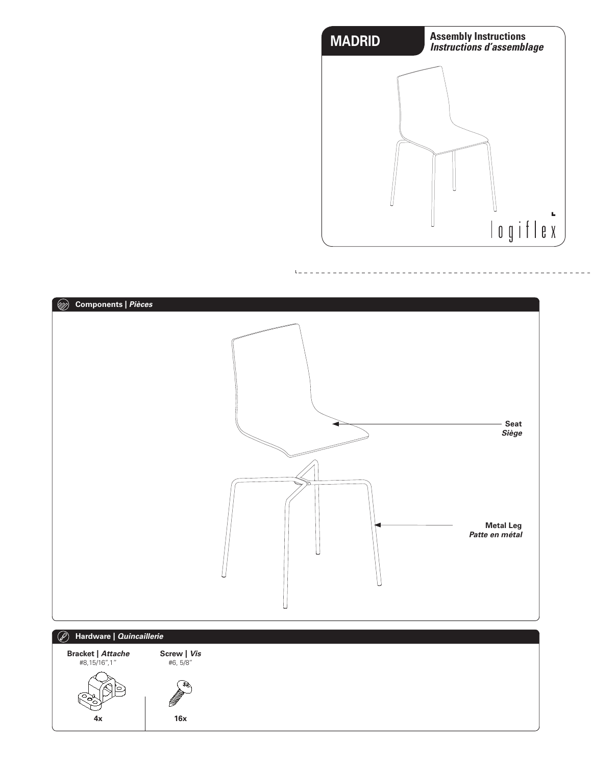# MADRID

**Assembly Instructions**
***Instructions d'assemblage***

logiflex

## Components | *Pièces*

**Seat**
***Siège***

**Metal Leg**
***Patte en métal***

## Hardware | *Quincaillerie*

| Bracket \| *Attache* | Screw \| *Vis* |
|---|---|
| #8,15/16",1" | #6, 5/8" |
| **4x** | **16x** |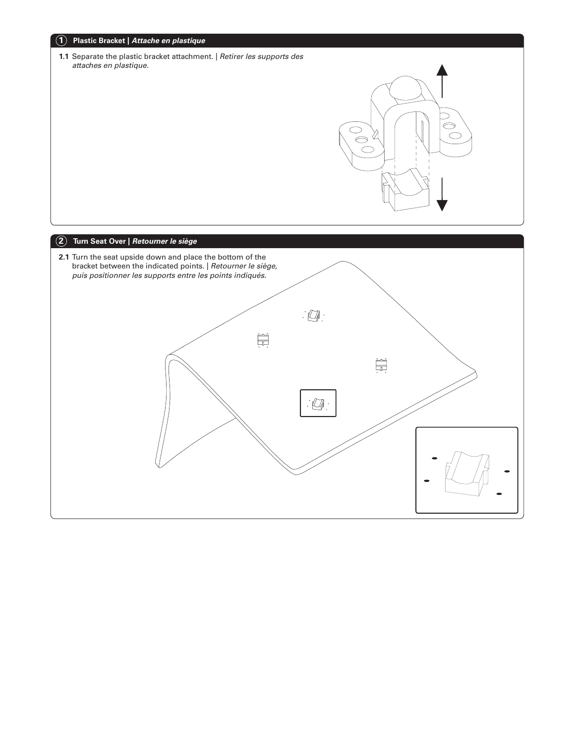## 1 Plastic Bracket | *Attache en plastique*

**1.1** Separate the plastic bracket attachment. | *Retirer les supports des attaches en plastique.*

## 2 Turn Seat Over | *Retourner le siège*

**2.1** Turn the seat upside down and place the bottom of the bracket between the indicated points. | *Retourner le siège, puis positionner les supports entre les points indiqués.*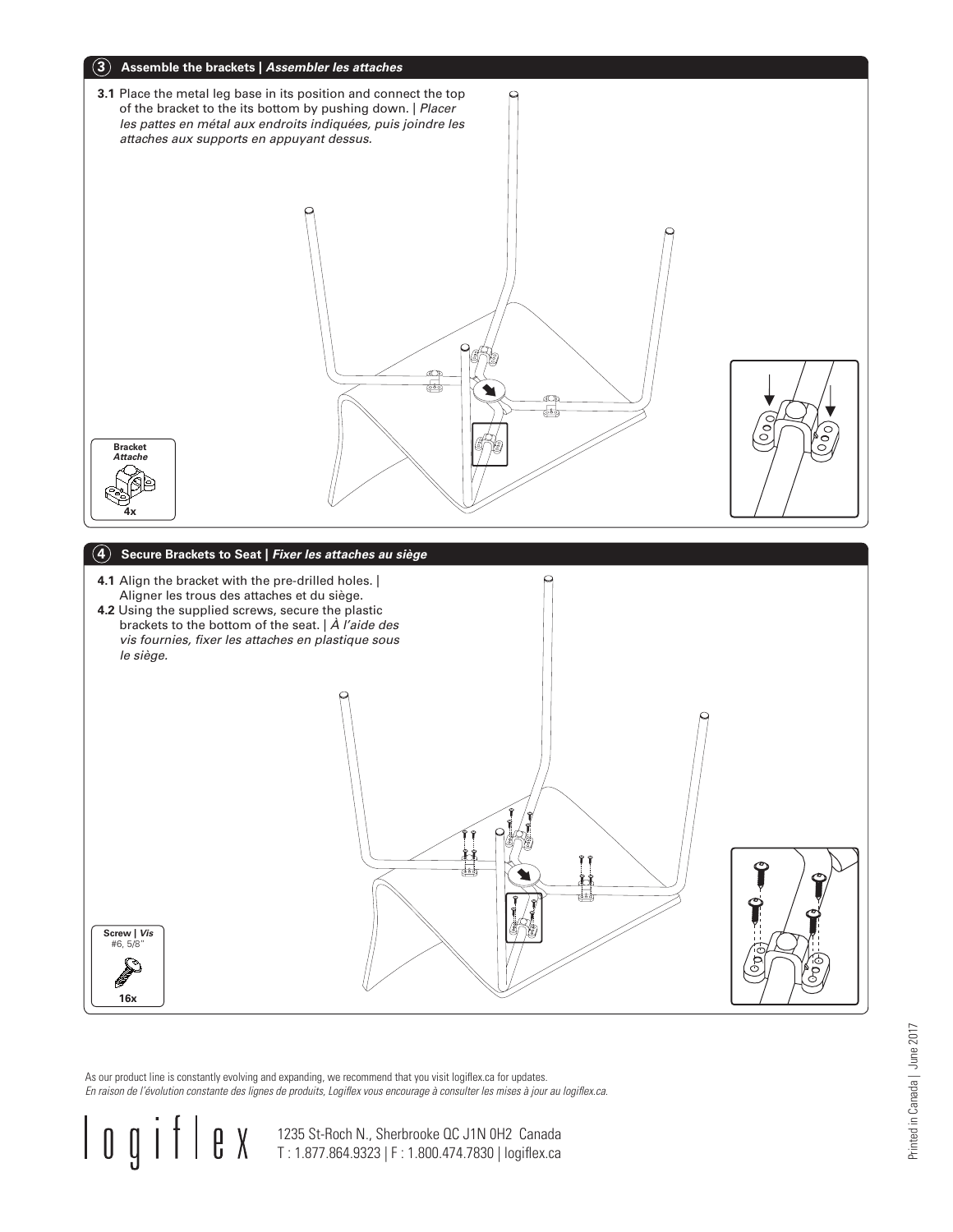## 3 Assemble the brackets | *Assembler les attaches*

**3.1** Place the metal leg base in its position and connect the top of the bracket to the its bottom by pushing down. | *Placer les pattes en métal aux endroits indiquées, puis joindre les attaches aux supports en appuyant dessus.*

**Bracket**
*Attache*
**4x**

## 4 Secure Brackets to Seat | *Fixer les attaches au siège*

**4.1** Align the bracket with the pre-drilled holes. | Aligner les trous des attaches et du siège.

**4.2** Using the supplied screws, secure the plastic brackets to the bottom of the seat. | *À l'aide des vis fournies, fixer les attaches en plastique sous le siège.*

**Screw |** ***Vis***
#6, 5/8"
**16x**

As our product line is constantly evolving and expanding, we recommend that you visit logiflex.ca for updates.
*En raison de l'évolution constante des lignes de produits, Logiflex vous encourage à consulter les mises à jour au logiflex.ca.*

logiflex

1235 St-Roch N., Sherbrooke QC J1N 0H2 Canada
T : 1.877.864.9323 | F : 1.800.474.7830 | logiflex.ca

Printed in Canada | June 2017